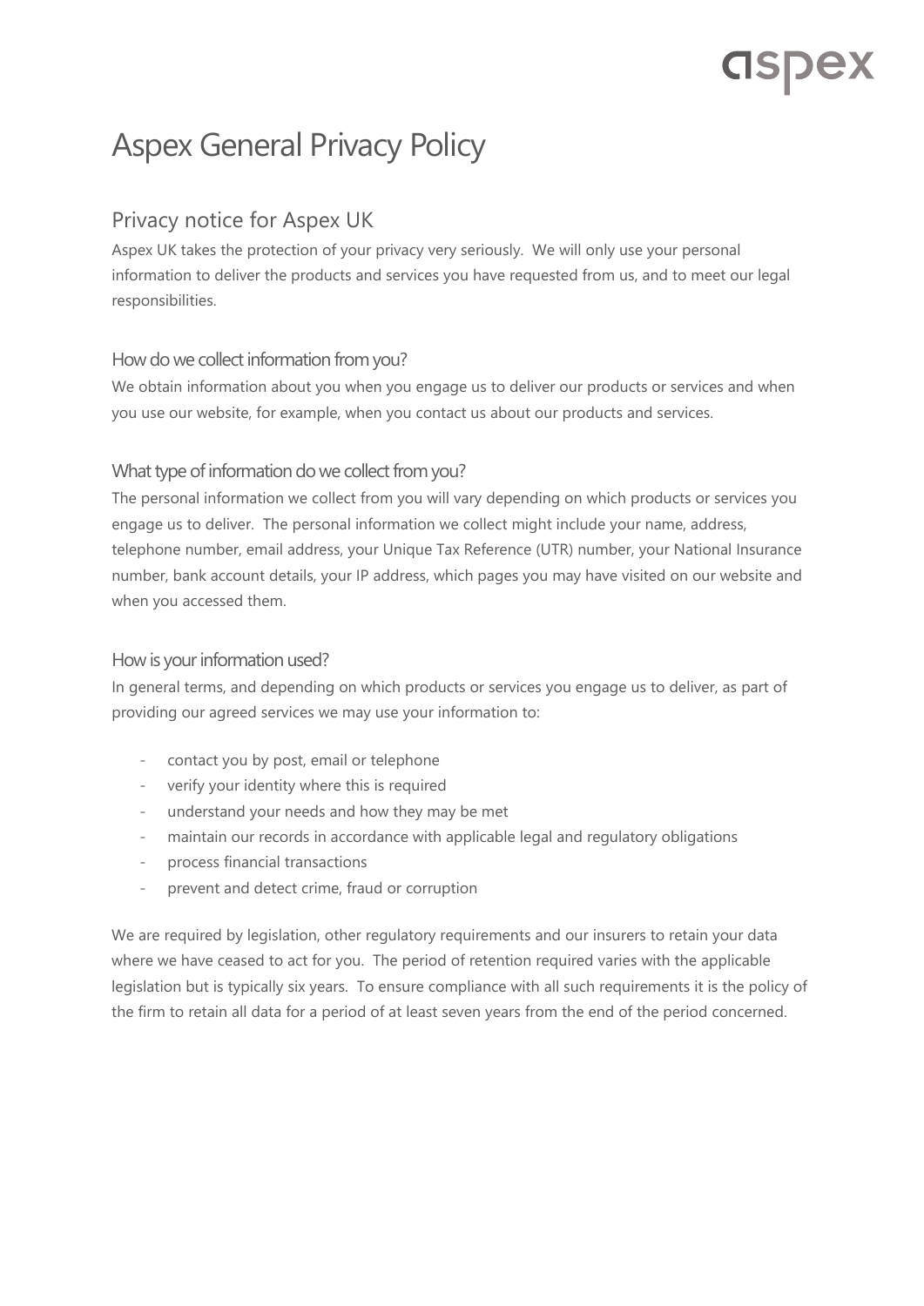# Aspex General Privacy Policy

## Privacy notice for Aspex UK

Aspex UK takes the protection of your privacy very seriously. We will only use your personal information to deliver the products and services you have requested from us, and to meet our legal responsibilities.

### How do we collect information from you?

We obtain information about you when you engage us to deliver our products or services and when you use our website, for example, when you contact us about our products and services.

### What type of information do we collect from you?

The personal information we collect from you will vary depending on which products or services you engage us to deliver. The personal information we collect might include your name, address, telephone number, email address, your Unique Tax Reference (UTR) number, your National Insurance number, bank account details, your IP address, which pages you may have visited on our website and when you accessed them.

### How is your information used?

In general terms, and depending on which products or services you engage us to deliver, as part of providing our agreed services we may use your information to:

- contact you by post, email or telephone
- verify your identity where this is required
- understand your needs and how they may be met
- maintain our records in accordance with applicable legal and regulatory obligations
- process financial transactions
- prevent and detect crime, fraud or corruption

We are required by legislation, other regulatory requirements and our insurers to retain your data where we have ceased to act for you. The period of retention required varies with the applicable legislation but is typically six years. To ensure compliance with all such requirements it is the policy of the firm to retain all data for a period of at least seven years from the end of the period concerned.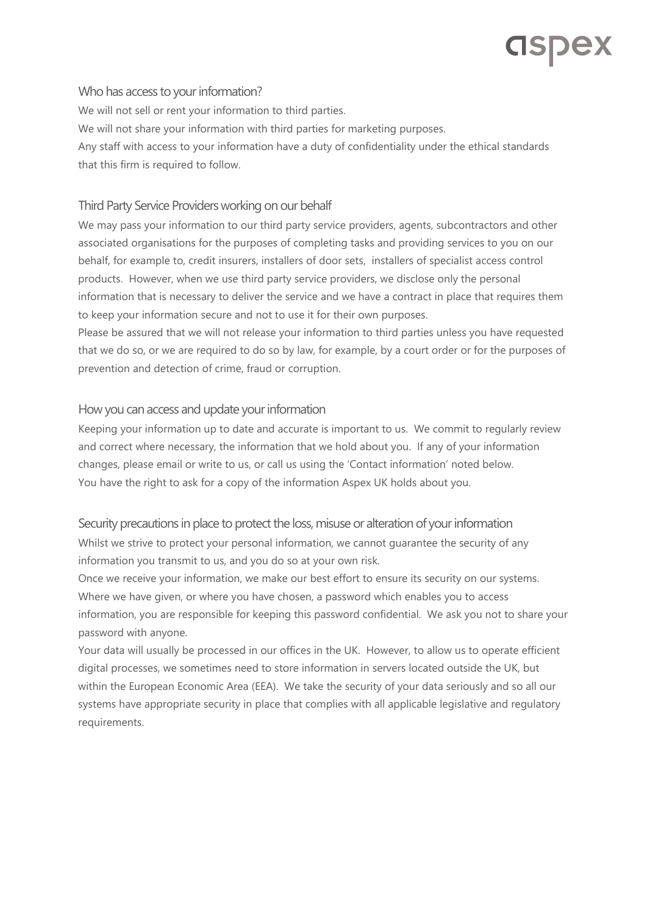## Who has access to your information?

We will not sell or rent your information to third parties.

We will not share your information with third parties for marketing purposes.

Any staff with access to your information have a duty of confidentiality under the ethical standards that this firm is required to follow.

## Third Party Service Providers working on our behalf

We may pass your information to our third party service providers, agents, subcontractors and other associated organisations for the purposes of completing tasks and providing services to you on our behalf, for example to, credit insurers, installers of door sets, installers of specialist access control products. However, when we use third party service providers, we disclose only the personal information that is necessary to deliver the service and we have a contract in place that requires them to keep your information secure and not to use it for their own purposes.

Please be assured that we will not release your information to third parties unless you have requested that we do so, or we are required to do so by law, for example, by a court order or for the purposes of prevention and detection of crime, fraud or corruption.

## How you can access and update your information

Keeping your information up to date and accurate is important to us. We commit to regularly review and correct where necessary, the information that we hold about you. If any of your information changes, please email or write to us, or call us using the 'Contact information' noted below.

You have the right to ask for a copy of the information Aspex UK holds about you.

## Security precautions in place to protect the loss, misuse or alteration of your information

Whilst we strive to protect your personal information, we cannot guarantee the security of any information you transmit to us, and you do so at your own risk.

Once we receive your information, we make our best effort to ensure its security on our systems. Where we have given, or where you have chosen, a password which enables you to access information, you are responsible for keeping this password confidential. We ask you not to share your password with anyone.

Your data will usually be processed in our offices in the UK. However, to allow us to operate efficient digital processes, we sometimes need to store information in servers located outside the UK, but within the European Economic Area (EEA). We take the security of your data seriously and so all our systems have appropriate security in place that complies with all applicable legislative and regulatory requirements.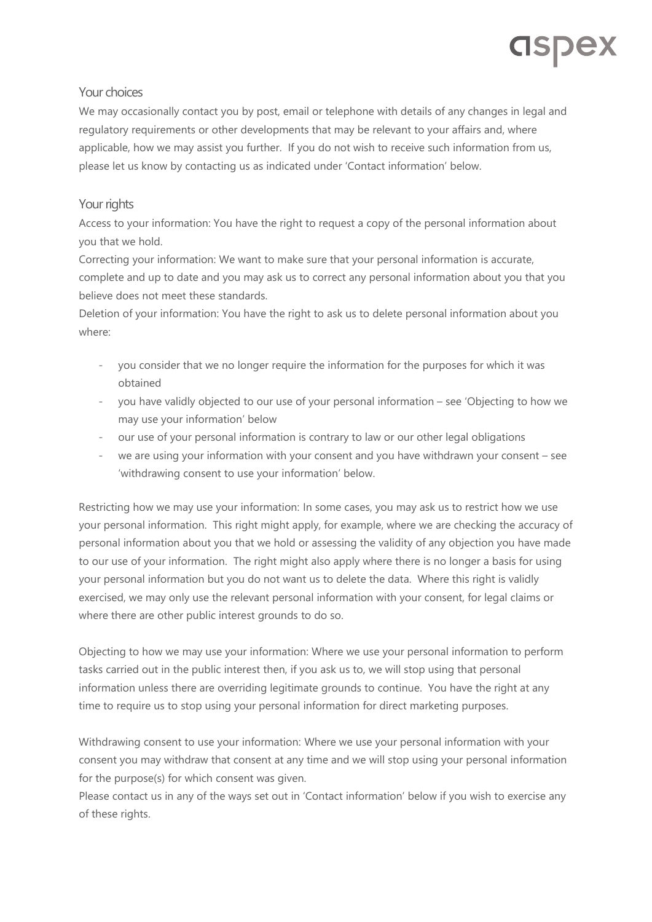## Your choices

We may occasionally contact you by post, email or telephone with details of any changes in legal and regulatory requirements or other developments that may be relevant to your affairs and, where applicable, how we may assist you further. If you do not wish to receive such information from us, please let us know by contacting us as indicated under 'Contact information' below.

## Your rights

Access to your information: You have the right to request a copy of the personal information about you that we hold.

Correcting your information: We want to make sure that your personal information is accurate, complete and up to date and you may ask us to correct any personal information about you that you believe does not meet these standards.

Deletion of your information: You have the right to ask us to delete personal information about you where:

- you consider that we no longer require the information for the purposes for which it was obtained
- you have validly objected to our use of your personal information – see 'Objecting to how we may use your information' below
- our use of your personal information is contrary to law or our other legal obligations
- we are using your information with your consent and you have withdrawn your consent – see 'withdrawing consent to use your information' below.

Restricting how we may use your information: In some cases, you may ask us to restrict how we use your personal information. This right might apply, for example, where we are checking the accuracy of personal information about you that we hold or assessing the validity of any objection you have made to our use of your information. The right might also apply where there is no longer a basis for using your personal information but you do not want us to delete the data. Where this right is validly exercised, we may only use the relevant personal information with your consent, for legal claims or where there are other public interest grounds to do so.

Objecting to how we may use your information: Where we use your personal information to perform tasks carried out in the public interest then, if you ask us to, we will stop using that personal information unless there are overriding legitimate grounds to continue. You have the right at any time to require us to stop using your personal information for direct marketing purposes.

Withdrawing consent to use your information: Where we use your personal information with your consent you may withdraw that consent at any time and we will stop using your personal information for the purpose(s) for which consent was given.

Please contact us in any of the ways set out in 'Contact information' below if you wish to exercise any of these rights.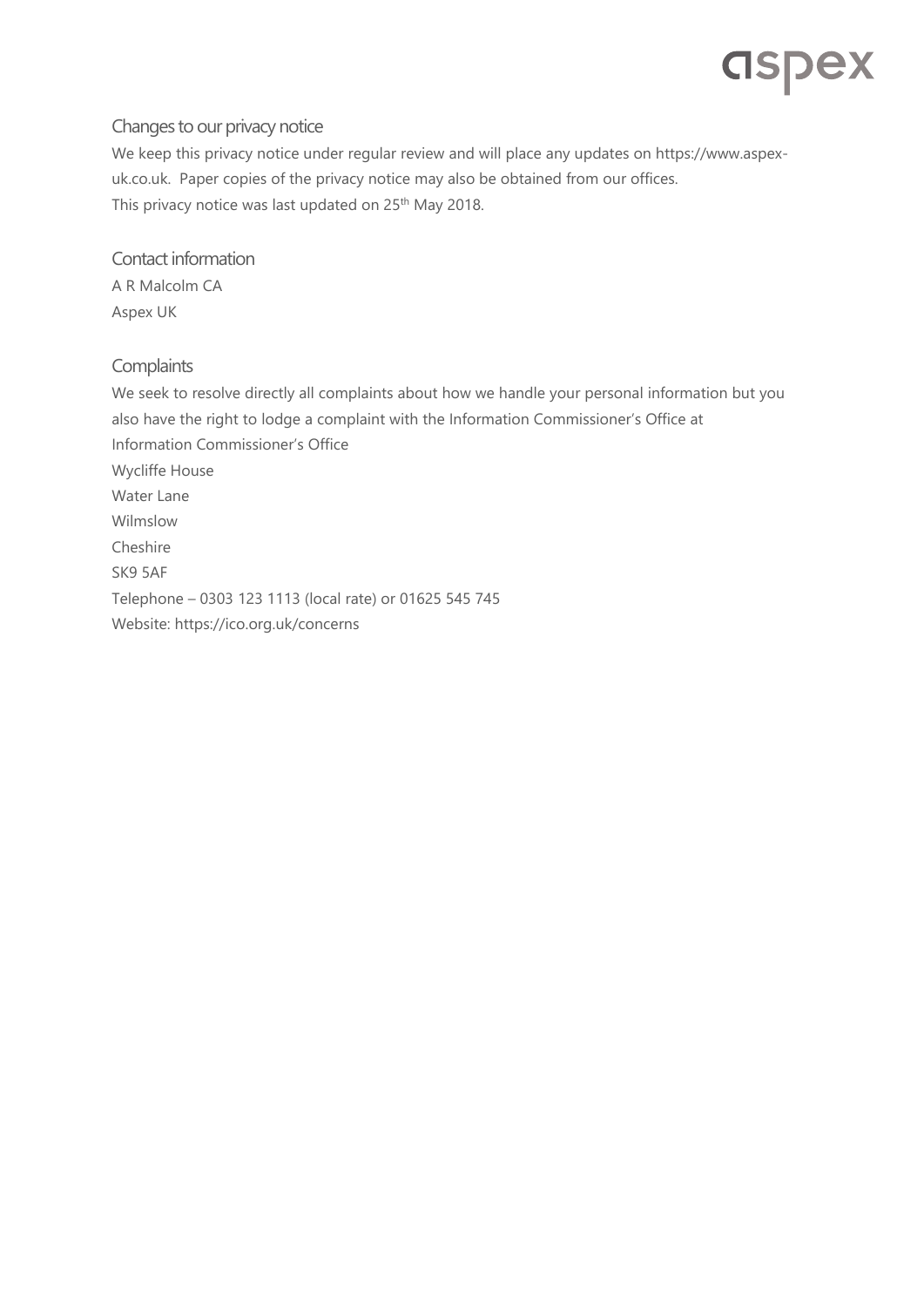## Changes to our privacy notice

We keep this privacy notice under regular review and will place any updates on https://www.aspex-uk.co.uk. Paper copies of the privacy notice may also be obtained from our offices.
This privacy notice was last updated on 25th May 2018.

## Contact information

A R Malcolm CA
Aspex UK

## Complaints

We seek to resolve directly all complaints about how we handle your personal information but you also have the right to lodge a complaint with the Information Commissioner's Office at
Information Commissioner's Office
Wycliffe House
Water Lane
Wilmslow
Cheshire
SK9 5AF
Telephone – 0303 123 1113 (local rate) or 01625 545 745
Website: https://ico.org.uk/concerns